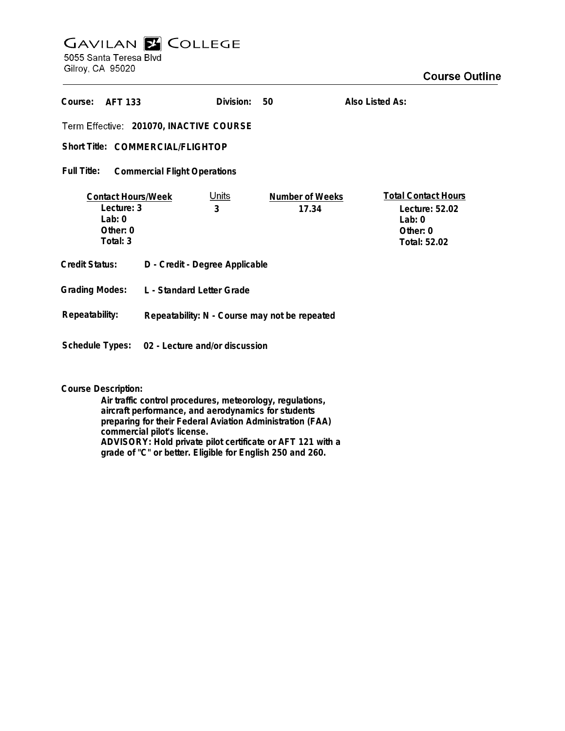# GAVILAN COLLEGE

5055 Santa Teresa Blvd
Gilroy, CA 95020

## Course Outline

**Course:** AFT 133 **Division:** 50 **Also Listed As:**

**Term Effective:** 201070, INACTIVE COURSE

**Short Title:** COMMERCIAL/FLIGHTOP

**Full Title:** Commercial Flight Operations

| Contact Hours/Week | Units | Number of Weeks | Total Contact Hours |
|---|---|---|---|
| Lecture: 3 | 3 | 17.34 | Lecture: 52.02 |
| Lab: 0 | | | Lab: 0 |
| Other: 0 | | | Other: 0 |
| Total: 3 | | | Total: 52.02 |

**Credit Status:** D - Credit - Degree Applicable

**Grading Modes:** L - Standard Letter Grade

**Repeatability:** Repeatability: N - Course may not be repeated

**Schedule Types:** 02 - Lecture and/or discussion

**Course Description:**

Air traffic control procedures, meteorology, regulations, aircraft performance, and aerodynamics for students preparing for their Federal Aviation Administration (FAA) commercial pilot's license.
ADVISORY: Hold private pilot certificate or AFT 121 with a grade of "C" or better. Eligible for English 250 and 260.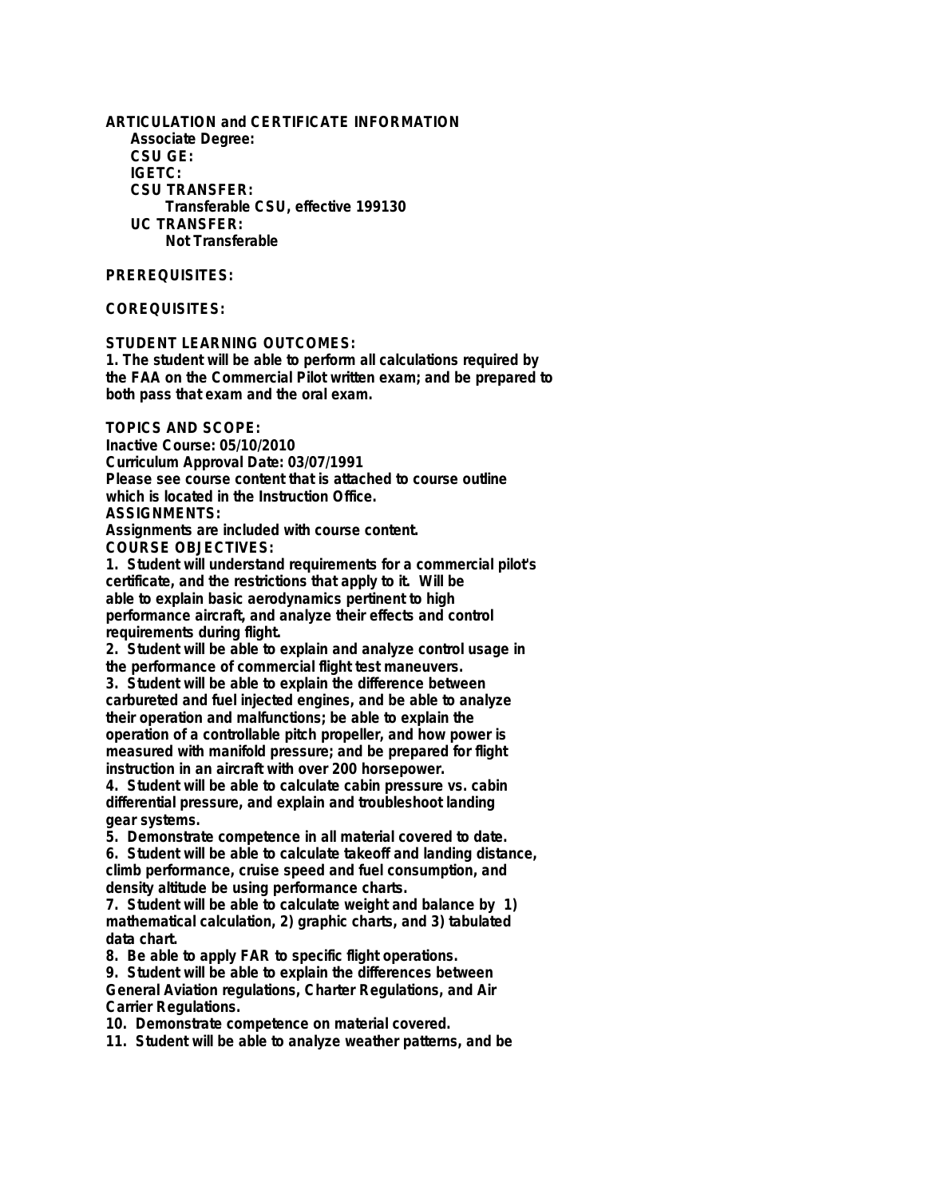**ARTICULATION and CERTIFICATE INFORMATION**

**Associate Degree:**

**CSU GE:**

**IGETC:**

**CSU TRANSFER:**

**Transferable CSU, effective 199130**

**UC TRANSFER:**

**Not Transferable**

**PREREQUISITES:**

**COREQUISITES:**

**STUDENT LEARNING OUTCOMES:**

**1. The student will be able to perform all calculations required by the FAA on the Commercial Pilot written exam; and be prepared to both pass that exam and the oral exam.**

**TOPICS AND SCOPE:**

**Inactive Course: 05/10/2010**
**Curriculum Approval Date: 03/07/1991**
**Please see course content that is attached to course outline which is located in the Instruction Office.**

**ASSIGNMENTS:**

**Assignments are included with course content.**

**COURSE OBJECTIVES:**

**1. Student will understand requirements for a commercial pilot's certificate, and the restrictions that apply to it. Will be able to explain basic aerodynamics pertinent to high performance aircraft, and analyze their effects and control requirements during flight.**

**2. Student will be able to explain and analyze control usage in the performance of commercial flight test maneuvers.**

**3. Student will be able to explain the difference between carbureted and fuel injected engines, and be able to analyze their operation and malfunctions; be able to explain the operation of a controllable pitch propeller, and how power is measured with manifold pressure; and be prepared for flight instruction in an aircraft with over 200 horsepower.**

**4. Student will be able to calculate cabin pressure vs. cabin differential pressure, and explain and troubleshoot landing gear systems.**

**5. Demonstrate competence in all material covered to date.**

**6. Student will be able to calculate takeoff and landing distance, climb performance, cruise speed and fuel consumption, and density altitude be using performance charts.**

**7. Student will be able to calculate weight and balance by 1) mathematical calculation, 2) graphic charts, and 3) tabulated data chart.**

**8. Be able to apply FAR to specific flight operations.**

**9. Student will be able to explain the differences between General Aviation regulations, Charter Regulations, and Air Carrier Regulations.**

**10. Demonstrate competence on material covered.**

**11. Student will be able to analyze weather patterns, and be**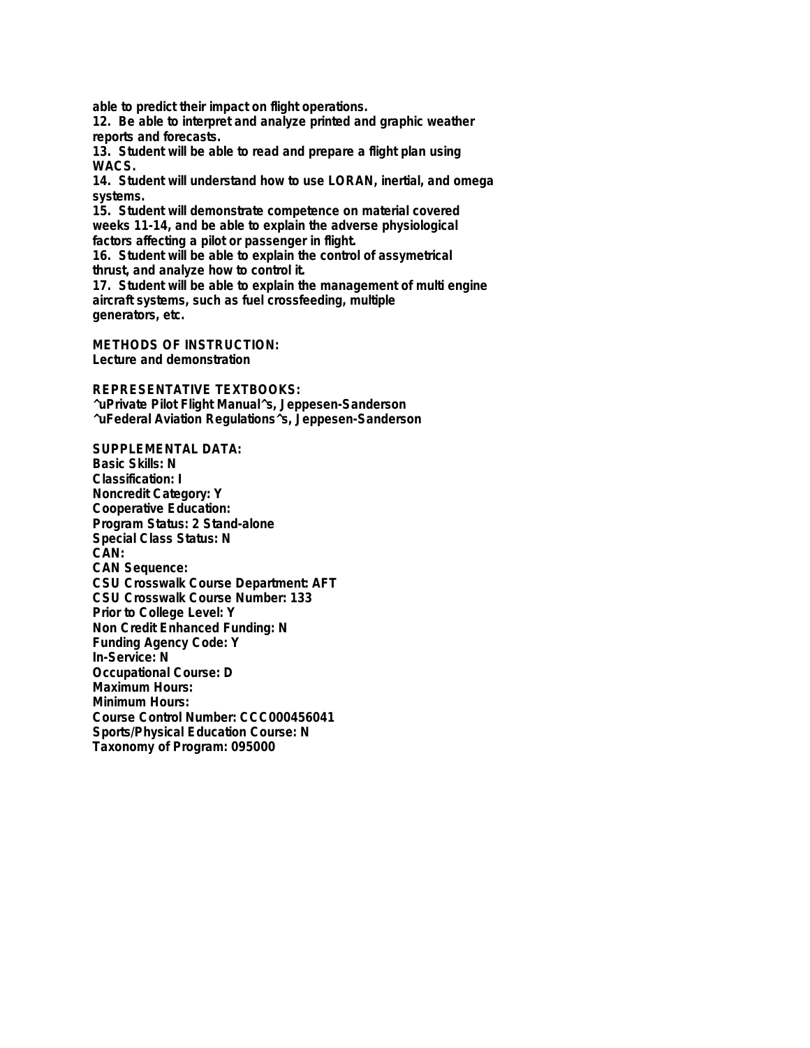able to predict their impact on flight operations.
12. Be able to interpret and analyze printed and graphic weather reports and forecasts.
13. Student will be able to read and prepare a flight plan using WACS.
14. Student will understand how to use LORAN, inertial, and omega systems.
15. Student will demonstrate competence on material covered weeks 11-14, and be able to explain the adverse physiological factors affecting a pilot or passenger in flight.
16. Student will be able to explain the control of assymetrical thrust, and analyze how to control it.
17. Student will be able to explain the management of multi engine aircraft systems, such as fuel crossfeeding, multiple generators, etc.

METHODS OF INSTRUCTION:
Lecture and demonstration

REPRESENTATIVE TEXTBOOKS:
^uPrivate Pilot Flight Manual^s, Jeppesen-Sanderson
^uFederal Aviation Regulations^s, Jeppesen-Sanderson

SUPPLEMENTAL DATA:
Basic Skills: N
Classification: I
Noncredit Category: Y
Cooperative Education:
Program Status: 2 Stand-alone
Special Class Status: N
CAN:
CAN Sequence:
CSU Crosswalk Course Department: AFT
CSU Crosswalk Course Number: 133
Prior to College Level: Y
Non Credit Enhanced Funding: N
Funding Agency Code: Y
In-Service: N
Occupational Course: D
Maximum Hours:
Minimum Hours:
Course Control Number: CCC000456041
Sports/Physical Education Course: N
Taxonomy of Program: 095000